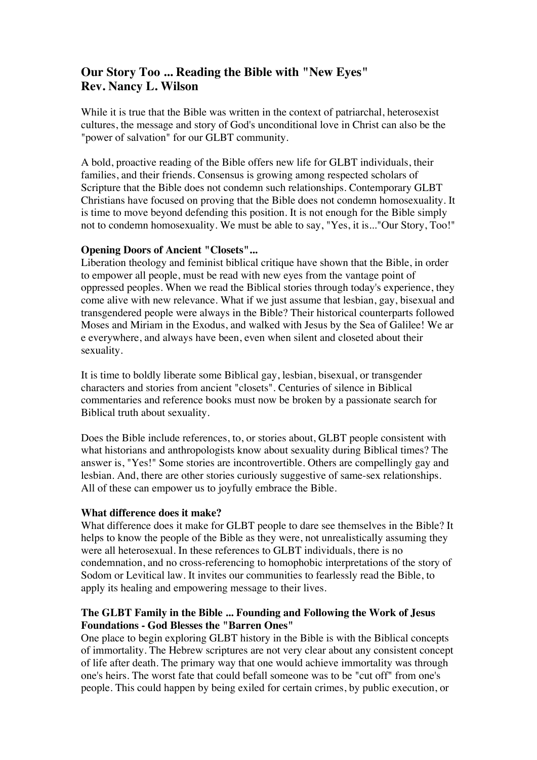# Our Story Too ... Reading the Bible with "New Eyes"
# Rev. Nancy L. Wilson

While it is true that the Bible was written in the context of patriarchal, heterosexist cultures, the message and story of God's unconditional love in Christ can also be the "power of salvation" for our GLBT community.

A bold, proactive reading of the Bible offers new life for GLBT individuals, their families, and their friends. Consensus is growing among respected scholars of Scripture that the Bible does not condemn such relationships. Contemporary GLBT Christians have focused on proving that the Bible does not condemn homosexuality. It is time to move beyond defending this position. It is not enough for the Bible simply not to condemn homosexuality. We must be able to say, "Yes, it is..."Our Story, Too!"

**Opening Doors of Ancient "Closets"...**

Liberation theology and feminist biblical critique have shown that the Bible, in order to empower all people, must be read with new eyes from the vantage point of oppressed peoples. When we read the Biblical stories through today's experience, they come alive with new relevance. What if we just assume that lesbian, gay, bisexual and transgendered people were always in the Bible? Their historical counterparts followed Moses and Miriam in the Exodus, and walked with Jesus by the Sea of Galilee! We ar e everywhere, and always have been, even when silent and closeted about their sexuality.

It is time to boldly liberate some Biblical gay, lesbian, bisexual, or transgender characters and stories from ancient "closets". Centuries of silence in Biblical commentaries and reference books must now be broken by a passionate search for Biblical truth about sexuality.

Does the Bible include references, to, or stories about, GLBT people consistent with what historians and anthropologists know about sexuality during Biblical times? The answer is, "Yes!" Some stories are incontrovertible. Others are compellingly gay and lesbian. And, there are other stories curiously suggestive of same-sex relationships. All of these can empower us to joyfully embrace the Bible.

**What difference does it make?**

What difference does it make for GLBT people to dare see themselves in the Bible? It helps to know the people of the Bible as they were, not unrealistically assuming they were all heterosexual. In these references to GLBT individuals, there is no condemnation, and no cross-referencing to homophobic interpretations of the story of Sodom or Levitical law. It invites our communities to fearlessly read the Bible, to apply its healing and empowering message to their lives.

**The GLBT Family in the Bible ... Founding and Following the Work of Jesus Foundations - God Blesses the "Barren Ones"**

One place to begin exploring GLBT history in the Bible is with the Biblical concepts of immortality. The Hebrew scriptures are not very clear about any consistent concept of life after death. The primary way that one would achieve immortality was through one's heirs. The worst fate that could befall someone was to be "cut off" from one's people. This could happen by being exiled for certain crimes, by public execution, or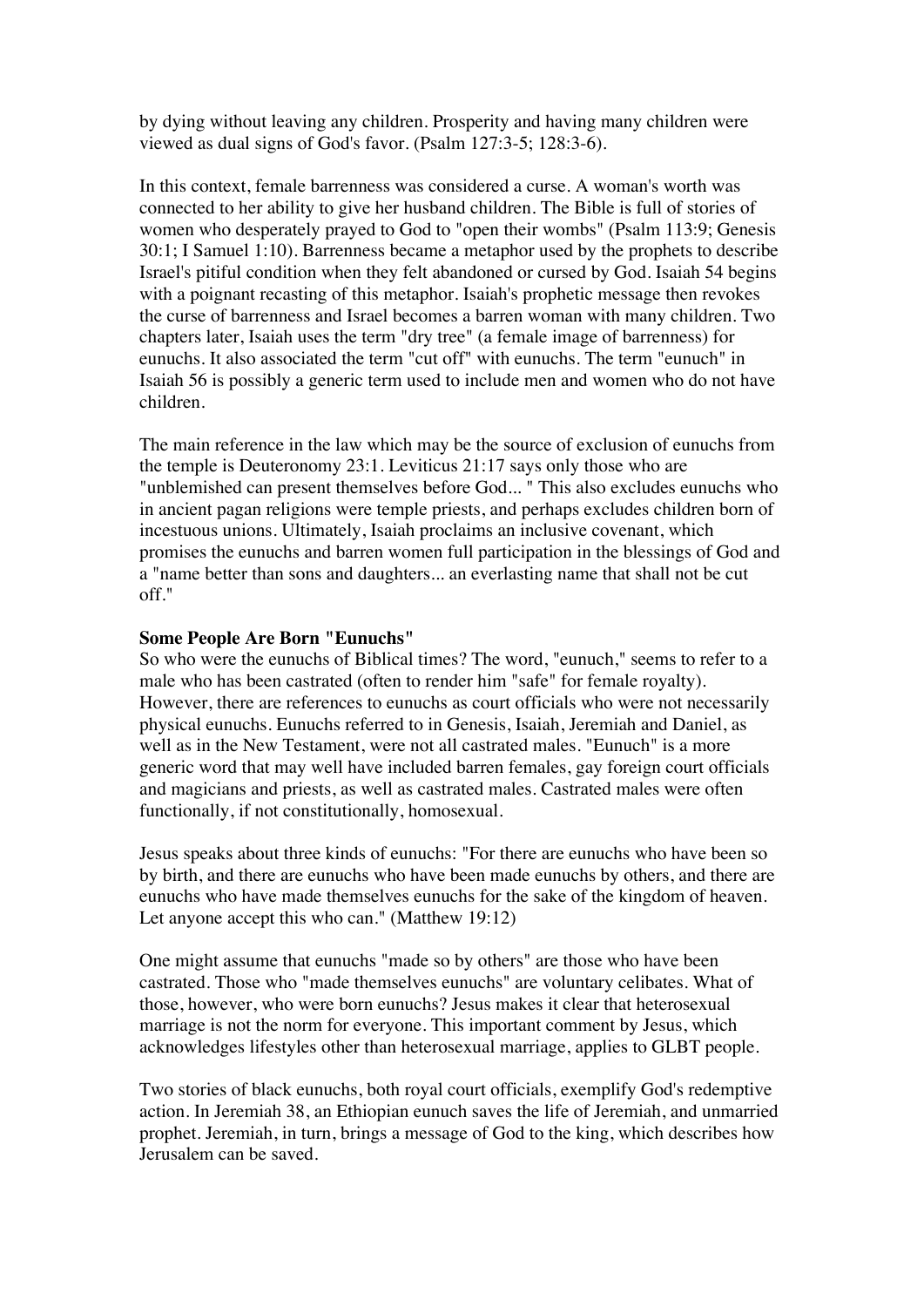by dying without leaving any children. Prosperity and having many children were viewed as dual signs of God's favor. (Psalm 127:3-5; 128:3-6).

In this context, female barrenness was considered a curse. A woman's worth was connected to her ability to give her husband children. The Bible is full of stories of women who desperately prayed to God to "open their wombs" (Psalm 113:9; Genesis 30:1; I Samuel 1:10). Barrenness became a metaphor used by the prophets to describe Israel's pitiful condition when they felt abandoned or cursed by God. Isaiah 54 begins with a poignant recasting of this metaphor. Isaiah's prophetic message then revokes the curse of barrenness and Israel becomes a barren woman with many children. Two chapters later, Isaiah uses the term "dry tree" (a female image of barrenness) for eunuchs. It also associated the term "cut off" with eunuchs. The term "eunuch" in Isaiah 56 is possibly a generic term used to include men and women who do not have children.

The main reference in the law which may be the source of exclusion of eunuchs from the temple is Deuteronomy 23:1. Leviticus 21:17 says only those who are "unblemished can present themselves before God... " This also excludes eunuchs who in ancient pagan religions were temple priests, and perhaps excludes children born of incestuous unions. Ultimately, Isaiah proclaims an inclusive covenant, which promises the eunuchs and barren women full participation in the blessings of God and a "name better than sons and daughters... an everlasting name that shall not be cut off."

**Some People Are Born "Eunuchs"**

So who were the eunuchs of Biblical times? The word, "eunuch," seems to refer to a male who has been castrated (often to render him "safe" for female royalty). However, there are references to eunuchs as court officials who were not necessarily physical eunuchs. Eunuchs referred to in Genesis, Isaiah, Jeremiah and Daniel, as well as in the New Testament, were not all castrated males. "Eunuch" is a more generic word that may well have included barren females, gay foreign court officials and magicians and priests, as well as castrated males. Castrated males were often functionally, if not constitutionally, homosexual.

Jesus speaks about three kinds of eunuchs: "For there are eunuchs who have been so by birth, and there are eunuchs who have been made eunuchs by others, and there are eunuchs who have made themselves eunuchs for the sake of the kingdom of heaven. Let anyone accept this who can." (Matthew 19:12)

One might assume that eunuchs "made so by others" are those who have been castrated. Those who "made themselves eunuchs" are voluntary celibates. What of those, however, who were born eunuchs? Jesus makes it clear that heterosexual marriage is not the norm for everyone. This important comment by Jesus, which acknowledges lifestyles other than heterosexual marriage, applies to GLBT people.

Two stories of black eunuchs, both royal court officials, exemplify God's redemptive action. In Jeremiah 38, an Ethiopian eunuch saves the life of Jeremiah, and unmarried prophet. Jeremiah, in turn, brings a message of God to the king, which describes how Jerusalem can be saved.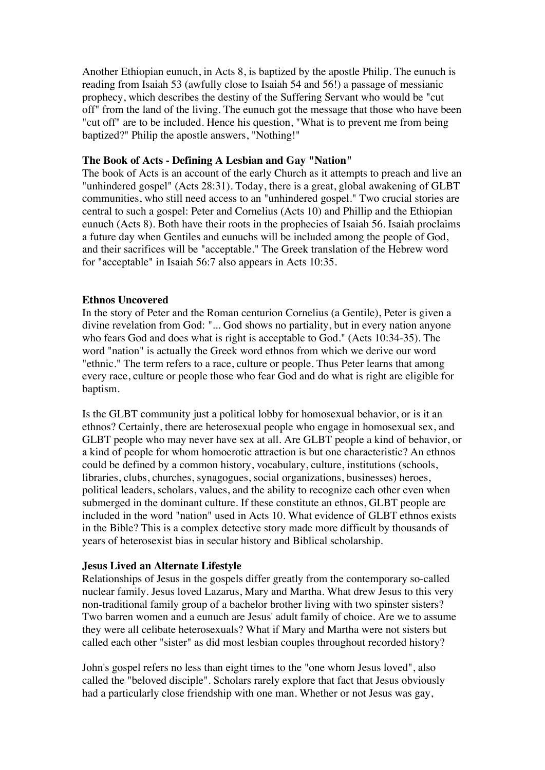Another Ethiopian eunuch, in Acts 8, is baptized by the apostle Philip. The eunuch is reading from Isaiah 53 (awfully close to Isaiah 54 and 56!) a passage of messianic prophecy, which describes the destiny of the Suffering Servant who would be "cut off" from the land of the living. The eunuch got the message that those who have been "cut off" are to be included. Hence his question, "What is to prevent me from being baptized?" Philip the apostle answers, "Nothing!"

**The Book of Acts - Defining A Lesbian and Gay "Nation"**

The book of Acts is an account of the early Church as it attempts to preach and live an "unhindered gospel" (Acts 28:31). Today, there is a great, global awakening of GLBT communities, who still need access to an "unhindered gospel." Two crucial stories are central to such a gospel: Peter and Cornelius (Acts 10) and Phillip and the Ethiopian eunuch (Acts 8). Both have their roots in the prophecies of Isaiah 56. Isaiah proclaims a future day when Gentiles and eunuchs will be included among the people of God, and their sacrifices will be "acceptable." The Greek translation of the Hebrew word for "acceptable" in Isaiah 56:7 also appears in Acts 10:35.

**Ethnos Uncovered**

In the story of Peter and the Roman centurion Cornelius (a Gentile), Peter is given a divine revelation from God: "... God shows no partiality, but in every nation anyone who fears God and does what is right is acceptable to God." (Acts 10:34-35). The word "nation" is actually the Greek word ethnos from which we derive our word "ethnic." The term refers to a race, culture or people. Thus Peter learns that among every race, culture or people those who fear God and do what is right are eligible for baptism.

Is the GLBT community just a political lobby for homosexual behavior, or is it an ethnos? Certainly, there are heterosexual people who engage in homosexual sex, and GLBT people who may never have sex at all. Are GLBT people a kind of behavior, or a kind of people for whom homoerotic attraction is but one characteristic? An ethnos could be defined by a common history, vocabulary, culture, institutions (schools, libraries, clubs, churches, synagogues, social organizations, businesses) heroes, political leaders, scholars, values, and the ability to recognize each other even when submerged in the dominant culture. If these constitute an ethnos, GLBT people are included in the word "nation" used in Acts 10. What evidence of GLBT ethnos exists in the Bible? This is a complex detective story made more difficult by thousands of years of heterosexist bias in secular history and Biblical scholarship.

**Jesus Lived an Alternate Lifestyle**

Relationships of Jesus in the gospels differ greatly from the contemporary so-called nuclear family. Jesus loved Lazarus, Mary and Martha. What drew Jesus to this very non-traditional family group of a bachelor brother living with two spinster sisters? Two barren women and a eunuch are Jesus' adult family of choice. Are we to assume they were all celibate heterosexuals? What if Mary and Martha were not sisters but called each other "sister" as did most lesbian couples throughout recorded history?

John's gospel refers no less than eight times to the "one whom Jesus loved", also called the "beloved disciple". Scholars rarely explore that fact that Jesus obviously had a particularly close friendship with one man. Whether or not Jesus was gay,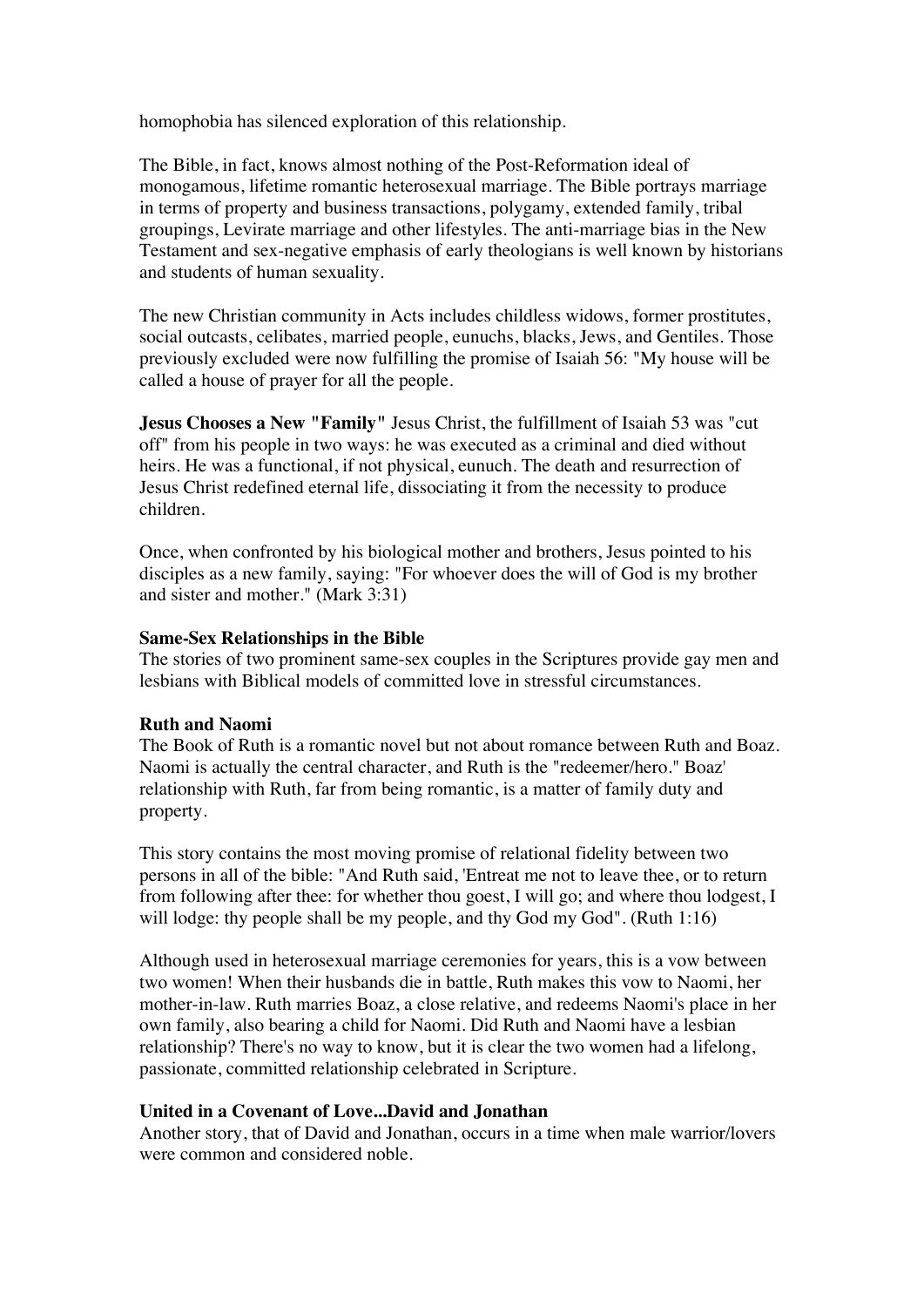homophobia has silenced exploration of this relationship.

The Bible, in fact, knows almost nothing of the Post-Reformation ideal of monogamous, lifetime romantic heterosexual marriage. The Bible portrays marriage in terms of property and business transactions, polygamy, extended family, tribal groupings, Levirate marriage and other lifestyles. The anti-marriage bias in the New Testament and sex-negative emphasis of early theologians is well known by historians and students of human sexuality.

The new Christian community in Acts includes childless widows, former prostitutes, social outcasts, celibates, married people, eunuchs, blacks, Jews, and Gentiles. Those previously excluded were now fulfilling the promise of Isaiah 56: "My house will be called a house of prayer for all the people.

**Jesus Chooses a New "Family"** Jesus Christ, the fulfillment of Isaiah 53 was "cut off" from his people in two ways: he was executed as a criminal and died without heirs. He was a functional, if not physical, eunuch. The death and resurrection of Jesus Christ redefined eternal life, dissociating it from the necessity to produce children.

Once, when confronted by his biological mother and brothers, Jesus pointed to his disciples as a new family, saying: "For whoever does the will of God is my brother and sister and mother." (Mark 3:31)

**Same-Sex Relationships in the Bible**

The stories of two prominent same-sex couples in the Scriptures provide gay men and lesbians with Biblical models of committed love in stressful circumstances.

**Ruth and Naomi**

The Book of Ruth is a romantic novel but not about romance between Ruth and Boaz. Naomi is actually the central character, and Ruth is the "redeemer/hero." Boaz' relationship with Ruth, far from being romantic, is a matter of family duty and property.

This story contains the most moving promise of relational fidelity between two persons in all of the bible: "And Ruth said, 'Entreat me not to leave thee, or to return from following after thee: for whether thou goest, I will go; and where thou lodgest, I will lodge: thy people shall be my people, and thy God my God". (Ruth 1:16)

Although used in heterosexual marriage ceremonies for years, this is a vow between two women! When their husbands die in battle, Ruth makes this vow to Naomi, her mother-in-law. Ruth marries Boaz, a close relative, and redeems Naomi's place in her own family, also bearing a child for Naomi. Did Ruth and Naomi have a lesbian relationship? There's no way to know, but it is clear the two women had a lifelong, passionate, committed relationship celebrated in Scripture.

**United in a Covenant of Love...David and Jonathan**

Another story, that of David and Jonathan, occurs in a time when male warrior/lovers were common and considered noble.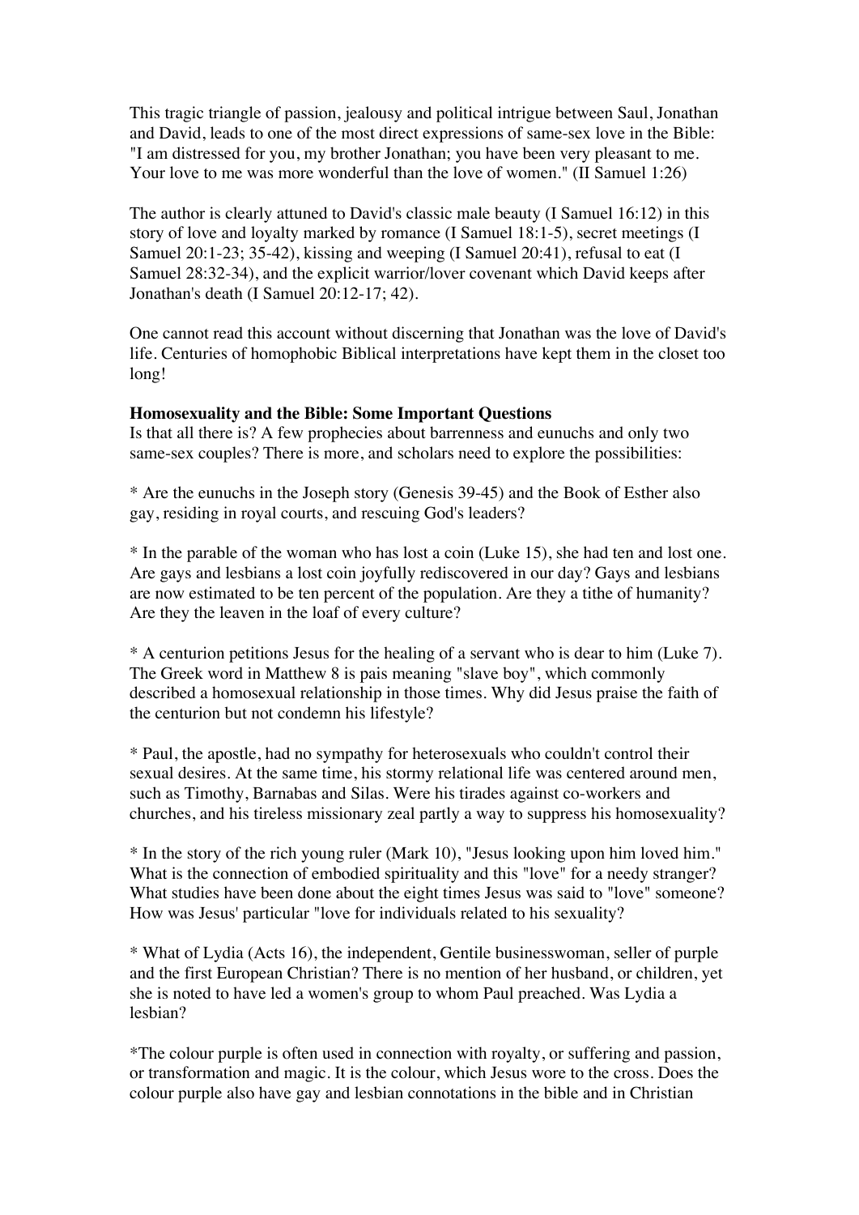This tragic triangle of passion, jealousy and political intrigue between Saul, Jonathan and David, leads to one of the most direct expressions of same-sex love in the Bible: "I am distressed for you, my brother Jonathan; you have been very pleasant to me. Your love to me was more wonderful than the love of women." (II Samuel 1:26)

The author is clearly attuned to David's classic male beauty (I Samuel 16:12) in this story of love and loyalty marked by romance (I Samuel 18:1-5), secret meetings (I Samuel 20:1-23; 35-42), kissing and weeping (I Samuel 20:41), refusal to eat (I Samuel 28:32-34), and the explicit warrior/lover covenant which David keeps after Jonathan's death (I Samuel 20:12-17; 42).

One cannot read this account without discerning that Jonathan was the love of David's life. Centuries of homophobic Biblical interpretations have kept them in the closet too long!

**Homosexuality and the Bible: Some Important Questions**

Is that all there is? A few prophecies about barrenness and eunuchs and only two same-sex couples? There is more, and scholars need to explore the possibilities:

* Are the eunuchs in the Joseph story (Genesis 39-45) and the Book of Esther also gay, residing in royal courts, and rescuing God's leaders?

* In the parable of the woman who has lost a coin (Luke 15), she had ten and lost one. Are gays and lesbians a lost coin joyfully rediscovered in our day? Gays and lesbians are now estimated to be ten percent of the population. Are they a tithe of humanity? Are they the leaven in the loaf of every culture?

* A centurion petitions Jesus for the healing of a servant who is dear to him (Luke 7). The Greek word in Matthew 8 is pais meaning "slave boy", which commonly described a homosexual relationship in those times. Why did Jesus praise the faith of the centurion but not condemn his lifestyle?

* Paul, the apostle, had no sympathy for heterosexuals who couldn't control their sexual desires. At the same time, his stormy relational life was centered around men, such as Timothy, Barnabas and Silas. Were his tirades against co-workers and churches, and his tireless missionary zeal partly a way to suppress his homosexuality?

* In the story of the rich young ruler (Mark 10), "Jesus looking upon him loved him." What is the connection of embodied spirituality and this "love" for a needy stranger? What studies have been done about the eight times Jesus was said to "love" someone? How was Jesus' particular "love for individuals related to his sexuality?

* What of Lydia (Acts 16), the independent, Gentile businesswoman, seller of purple and the first European Christian? There is no mention of her husband, or children, yet she is noted to have led a women's group to whom Paul preached. Was Lydia a lesbian?

*The colour purple is often used in connection with royalty, or suffering and passion, or transformation and magic. It is the colour, which Jesus wore to the cross. Does the colour purple also have gay and lesbian connotations in the bible and in Christian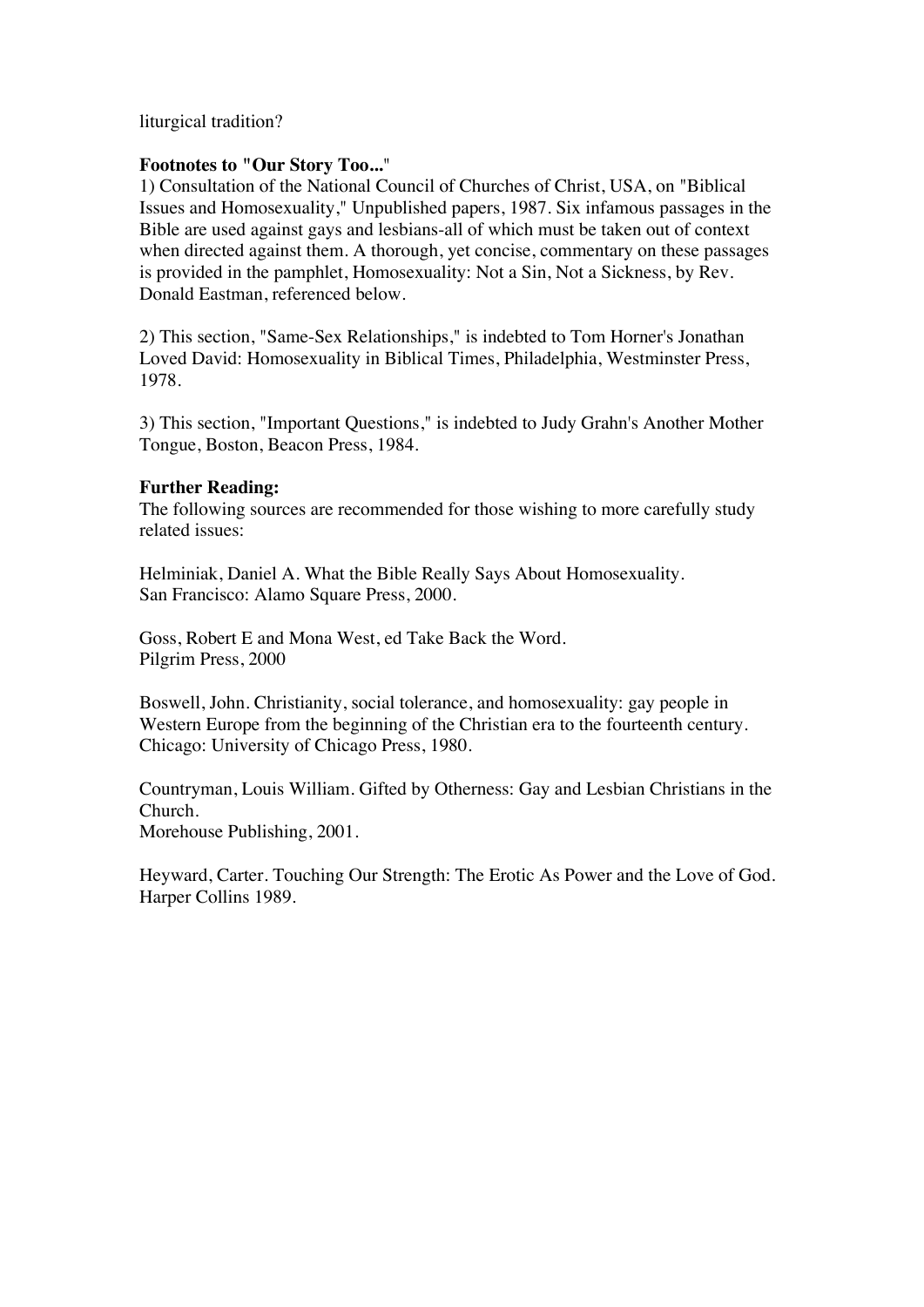liturgical tradition?

**Footnotes to "Our Story Too..."**

1) Consultation of the National Council of Churches of Christ, USA, on "Biblical Issues and Homosexuality," Unpublished papers, 1987. Six infamous passages in the Bible are used against gays and lesbians-all of which must be taken out of context when directed against them. A thorough, yet concise, commentary on these passages is provided in the pamphlet, Homosexuality: Not a Sin, Not a Sickness, by Rev. Donald Eastman, referenced below.

2) This section, "Same-Sex Relationships," is indebted to Tom Horner's Jonathan Loved David: Homosexuality in Biblical Times, Philadelphia, Westminster Press, 1978.

3) This section, "Important Questions," is indebted to Judy Grahn's Another Mother Tongue, Boston, Beacon Press, 1984.

**Further Reading:**

The following sources are recommended for those wishing to more carefully study related issues:

Helminiak, Daniel A. What the Bible Really Says About Homosexuality.
San Francisco: Alamo Square Press, 2000.

Goss, Robert E and Mona West, ed Take Back the Word.
Pilgrim Press, 2000

Boswell, John. Christianity, social tolerance, and homosexuality: gay people in Western Europe from the beginning of the Christian era to the fourteenth century. Chicago: University of Chicago Press, 1980.

Countryman, Louis William. Gifted by Otherness: Gay and Lesbian Christians in the Church.
Morehouse Publishing, 2001.

Heyward, Carter. Touching Our Strength: The Erotic As Power and the Love of God. Harper Collins 1989.